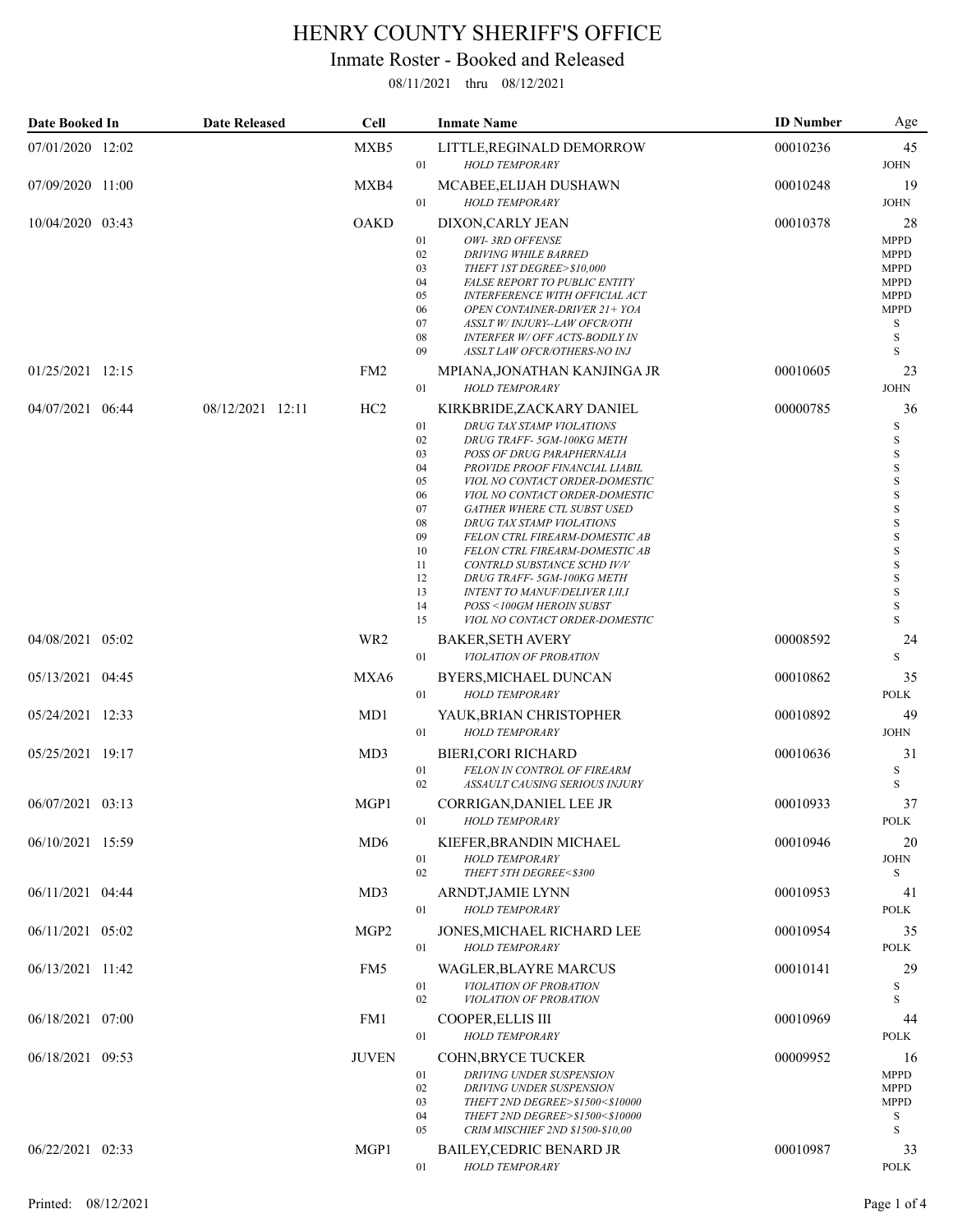# HENRY COUNTY SHERIFF'S OFFICE

## Inmate Roster - Booked and Released

08/11/2021 thru 08/12/2021

| Date Booked In | Date Released | Cell | | Inmate Name | ID Number | Age |
|---|---|---|---|---|---|---|
| 07/01/2020 12:02 | | MXB5 | | LITTLE,REGINALD DEMORROW | 00010236 | 45 |
| | | | 01 | *HOLD TEMPORARY* | | JOHN |
| 07/09/2020 11:00 | | MXB4 | | MCABEE,ELIJAH DUSHAWN | 00010248 | 19 |
| | | | 01 | *HOLD TEMPORARY* | | JOHN |
| 10/04/2020 03:43 | | OAKD | | DIXON,CARLY JEAN | 00010378 | 28 |
| | | | 01 | *OWI- 3RD OFFENSE* | | MPPD |
| | | | 02 | *DRIVING WHILE BARRED* | | MPPD |
| | | | 03 | *THEFT 1ST DEGREE>$10,000* | | MPPD |
| | | | 04 | *FALSE REPORT TO PUBLIC ENTITY* | | MPPD |
| | | | 05 | *INTERFERENCE WITH OFFICIAL ACT* | | MPPD |
| | | | 06 | *OPEN CONTAINER-DRIVER 21+ YOA* | | MPPD |
| | | | 07 | *ASSLT W/ INJURY--LAW OFCR/OTH* | | S |
| | | | 08 | *INTERFER W/ OFF ACTS-BODILY IN* | | S |
| | | | 09 | *ASSLT LAW OFCR/OTHERS-NO INJ* | | S |
| 01/25/2021 12:15 | | FM2 | | MPIANA,JONATHAN KANJINGA JR | 00010605 | 23 |
| | | | 01 | *HOLD TEMPORARY* | | JOHN |
| 04/07/2021 06:44 | 08/12/2021 12:11 | HC2 | | KIRKBRIDE,ZACKARY DANIEL | 00000785 | 36 |
| | | | 01 | *DRUG TAX STAMP VIOLATIONS* | | S |
| | | | 02 | *DRUG TRAFF- 5GM-100KG METH* | | S |
| | | | 03 | *POSS OF DRUG PARAPHERNALIA* | | S |
| | | | 04 | *PROVIDE PROOF FINANCIAL LIABIL* | | S |
| | | | 05 | *VIOL NO CONTACT ORDER-DOMESTIC* | | S |
| | | | 06 | *VIOL NO CONTACT ORDER-DOMESTIC* | | S |
| | | | 07 | *GATHER WHERE CTL SUBST USED* | | S |
| | | | 08 | *DRUG TAX STAMP VIOLATIONS* | | S |
| | | | 09 | *FELON CTRL FIREARM-DOMESTIC AB* | | S |
| | | | 10 | *FELON CTRL FIREARM-DOMESTIC AB* | | S |
| | | | 11 | *CONTRLD SUBSTANCE SCHD IV/V* | | S |
| | | | 12 | *DRUG TRAFF- 5GM-100KG METH* | | S |
| | | | 13 | *INTENT TO MANUF/DELIVER I,II,I* | | S |
| | | | 14 | *POSS <100GM HEROIN SUBST* | | S |
| | | | 15 | *VIOL NO CONTACT ORDER-DOMESTIC* | | S |
| 04/08/2021 05:02 | | WR2 | | BAKER,SETH AVERY | 00008592 | 24 |
| | | | 01 | *VIOLATION OF PROBATION* | | S |
| 05/13/2021 04:45 | | MXA6 | | BYERS,MICHAEL DUNCAN | 00010862 | 35 |
| | | | 01 | *HOLD TEMPORARY* | | POLK |
| 05/24/2021 12:33 | | MD1 | | YAUK,BRIAN CHRISTOPHER | 00010892 | 49 |
| | | | 01 | *HOLD TEMPORARY* | | JOHN |
| 05/25/2021 19:17 | | MD3 | | BIERI,CORI RICHARD | 00010636 | 31 |
| | | | 01 | *FELON IN CONTROL OF FIREARM* | | S |
| | | | 02 | *ASSAULT CAUSING SERIOUS INJURY* | | S |
| 06/07/2021 03:13 | | MGP1 | | CORRIGAN,DANIEL LEE JR | 00010933 | 37 |
| | | | 01 | *HOLD TEMPORARY* | | POLK |
| 06/10/2021 15:59 | | MD6 | | KIEFER,BRANDIN MICHAEL | 00010946 | 20 |
| | | | 01 | *HOLD TEMPORARY* | | JOHN |
| | | | 02 | *THEFT 5TH DEGREE<$300* | | S |
| 06/11/2021 04:44 | | MD3 | | ARNDT,JAMIE LYNN | 00010953 | 41 |
| | | | 01 | *HOLD TEMPORARY* | | POLK |
| 06/11/2021 05:02 | | MGP2 | | JONES,MICHAEL RICHARD LEE | 00010954 | 35 |
| | | | 01 | *HOLD TEMPORARY* | | POLK |
| 06/13/2021 11:42 | | FM5 | | WAGLER,BLAYRE MARCUS | 00010141 | 29 |
| | | | 01 | *VIOLATION OF PROBATION* | | S |
| | | | 02 | *VIOLATION OF PROBATION* | | S |
| 06/18/2021 07:00 | | FM1 | | COOPER,ELLIS III | 00010969 | 44 |
| | | | 01 | *HOLD TEMPORARY* | | POLK |
| 06/18/2021 09:53 | | JUVEN | | COHN,BRYCE TUCKER | 00009952 | 16 |
| | | | 01 | *DRIVING UNDER SUSPENSION* | | MPPD |
| | | | 02 | *DRIVING UNDER SUSPENSION* | | MPPD |
| | | | 03 | *THEFT 2ND DEGREE>$1500<$10000* | | MPPD |
| | | | 04 | *THEFT 2ND DEGREE>$1500<$10000* | | S |
| | | | 05 | *CRIM MISCHIEF 2ND $1500-$10,00* | | S |
| 06/22/2021 02:33 | | MGP1 | | BAILEY,CEDRIC BENARD JR | 00010987 | 33 |
| | | | 01 | *HOLD TEMPORARY* | | POLK |

Printed: 08/12/2021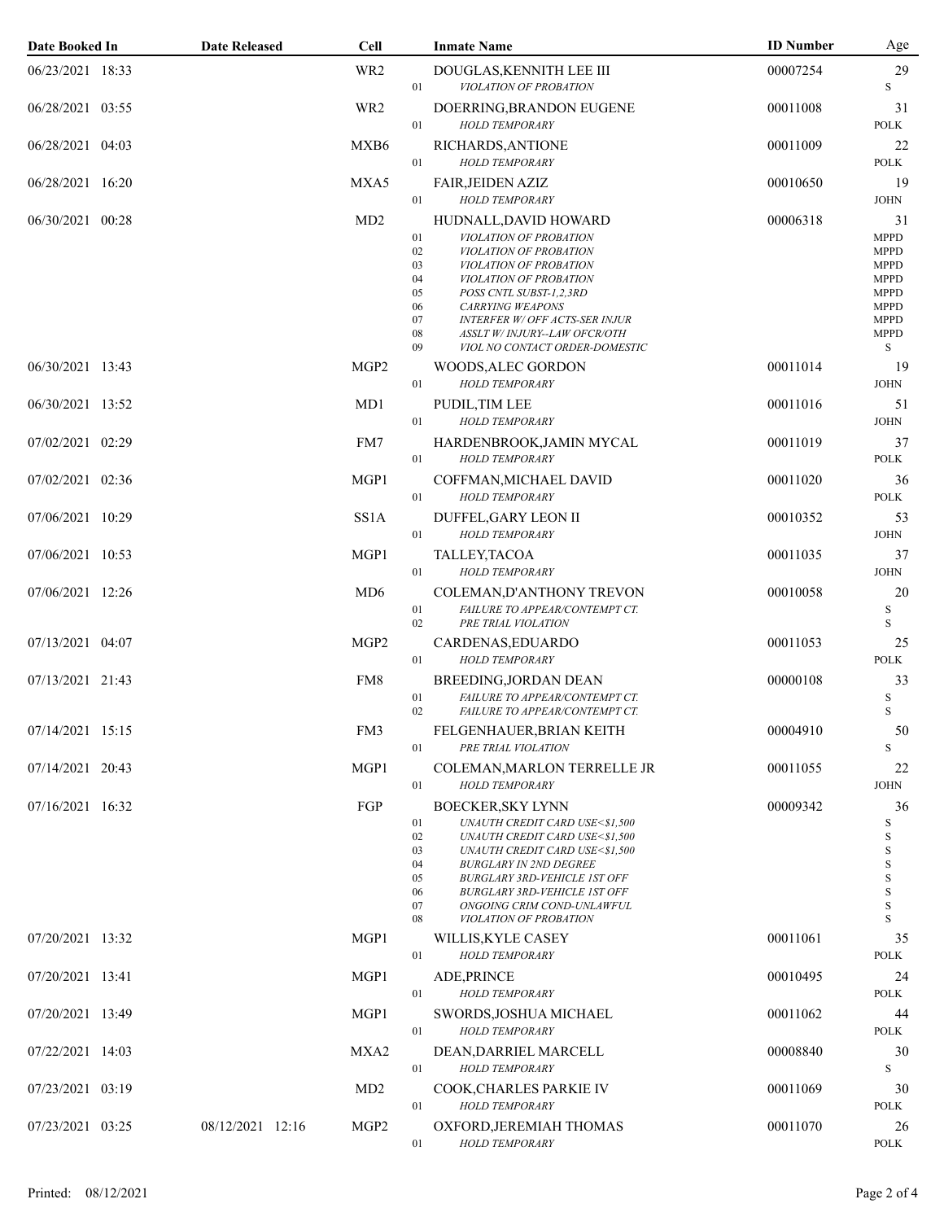| Date Booked In | Date Released | Cell | | Inmate Name | ID Number | Age |
|---|---|---|---|---|---|---|
| 06/23/2021 18:33 | | WR2 | | DOUGLAS,KENNITH LEE III | 00007254 | 29 |
| | | | 01 | *VIOLATION OF PROBATION* | | S |
| 06/28/2021 03:55 | | WR2 | | DOERRING,BRANDON EUGENE | 00011008 | 31 |
| | | | 01 | *HOLD TEMPORARY* | | POLK |
| 06/28/2021 04:03 | | MXB6 | | RICHARDS,ANTIONE | 00011009 | 22 |
| | | | 01 | *HOLD TEMPORARY* | | POLK |
| 06/28/2021 16:20 | | MXA5 | | FAIR,JEIDEN AZIZ | 00010650 | 19 |
| | | | 01 | *HOLD TEMPORARY* | | JOHN |
| 06/30/2021 00:28 | | MD2 | | HUDNALL,DAVID HOWARD | 00006318 | 31 |
| | | | 01 | *VIOLATION OF PROBATION* | | MPPD |
| | | | 02 | *VIOLATION OF PROBATION* | | MPPD |
| | | | 03 | *VIOLATION OF PROBATION* | | MPPD |
| | | | 04 | *VIOLATION OF PROBATION* | | MPPD |
| | | | 05 | *POSS CNTL SUBST-1,2,3RD* | | MPPD |
| | | | 06 | *CARRYING WEAPONS* | | MPPD |
| | | | 07 | *INTERFER W/ OFF ACTS-SER INJUR* | | MPPD |
| | | | 08 | *ASSLT W/ INJURY--LAW OFCR/OTH* | | MPPD |
| | | | 09 | *VIOL NO CONTACT ORDER-DOMESTIC* | | S |
| 06/30/2021 13:43 | | MGP2 | | WOODS,ALEC GORDON | 00011014 | 19 |
| | | | 01 | *HOLD TEMPORARY* | | JOHN |
| 06/30/2021 13:52 | | MD1 | | PUDIL,TIM LEE | 00011016 | 51 |
| | | | 01 | *HOLD TEMPORARY* | | JOHN |
| 07/02/2021 02:29 | | FM7 | | HARDENBROOK,JAMIN MYCAL | 00011019 | 37 |
| | | | 01 | *HOLD TEMPORARY* | | POLK |
| 07/02/2021 02:36 | | MGP1 | | COFFMAN,MICHAEL DAVID | 00011020 | 36 |
| | | | 01 | *HOLD TEMPORARY* | | POLK |
| 07/06/2021 10:29 | | SS1A | | DUFFEL,GARY LEON II | 00010352 | 53 |
| | | | 01 | *HOLD TEMPORARY* | | JOHN |
| 07/06/2021 10:53 | | MGP1 | | TALLEY,TACOA | 00011035 | 37 |
| | | | 01 | *HOLD TEMPORARY* | | JOHN |
| 07/06/2021 12:26 | | MD6 | | COLEMAN,D'ANTHONY TREVON | 00010058 | 20 |
| | | | 01 | *FAILURE TO APPEAR/CONTEMPT CT.* | | S |
| | | | 02 | *PRE TRIAL VIOLATION* | | S |
| 07/13/2021 04:07 | | MGP2 | | CARDENAS,EDUARDO | 00011053 | 25 |
| | | | 01 | *HOLD TEMPORARY* | | POLK |
| 07/13/2021 21:43 | | FM8 | | BREEDING,JORDAN DEAN | 00000108 | 33 |
| | | | 01 | *FAILURE TO APPEAR/CONTEMPT CT.* | | S |
| | | | 02 | *FAILURE TO APPEAR/CONTEMPT CT.* | | S |
| 07/14/2021 15:15 | | FM3 | | FELGENHAUER,BRIAN KEITH | 00004910 | 50 |
| | | | 01 | *PRE TRIAL VIOLATION* | | S |
| 07/14/2021 20:43 | | MGP1 | | COLEMAN,MARLON TERRELLE JR | 00011055 | 22 |
| | | | 01 | *HOLD TEMPORARY* | | JOHN |
| 07/16/2021 16:32 | | FGP | | BOECKER,SKY LYNN | 00009342 | 36 |
| | | | 01 | *UNAUTH CREDIT CARD USE<$1,500* | | S |
| | | | 02 | *UNAUTH CREDIT CARD USE<$1,500* | | S |
| | | | 03 | *UNAUTH CREDIT CARD USE<$1,500* | | S |
| | | | 04 | *BURGLARY IN 2ND DEGREE* | | S |
| | | | 05 | *BURGLARY 3RD-VEHICLE 1ST OFF* | | S |
| | | | 06 | *BURGLARY 3RD-VEHICLE 1ST OFF* | | S |
| | | | 07 | *ONGOING CRIM COND-UNLAWFUL* | | S |
| | | | 08 | *VIOLATION OF PROBATION* | | S |
| 07/20/2021 13:32 | | MGP1 | | WILLIS,KYLE CASEY | 00011061 | 35 |
| | | | 01 | *HOLD TEMPORARY* | | POLK |
| 07/20/2021 13:41 | | MGP1 | | ADE,PRINCE | 00010495 | 24 |
| | | | 01 | *HOLD TEMPORARY* | | POLK |
| 07/20/2021 13:49 | | MGP1 | | SWORDS,JOSHUA MICHAEL | 00011062 | 44 |
| | | | 01 | *HOLD TEMPORARY* | | POLK |
| 07/22/2021 14:03 | | MXA2 | | DEAN,DARRIEL MARCELL | 00008840 | 30 |
| | | | 01 | *HOLD TEMPORARY* | | S |
| 07/23/2021 03:19 | | MD2 | | COOK,CHARLES PARKIE IV | 00011069 | 30 |
| | | | 01 | *HOLD TEMPORARY* | | POLK |
| 07/23/2021 03:25 | 08/12/2021 12:16 | MGP2 | | OXFORD,JEREMIAH THOMAS | 00011070 | 26 |
| | | | 01 | *HOLD TEMPORARY* | | POLK |

Printed: 08/12/2021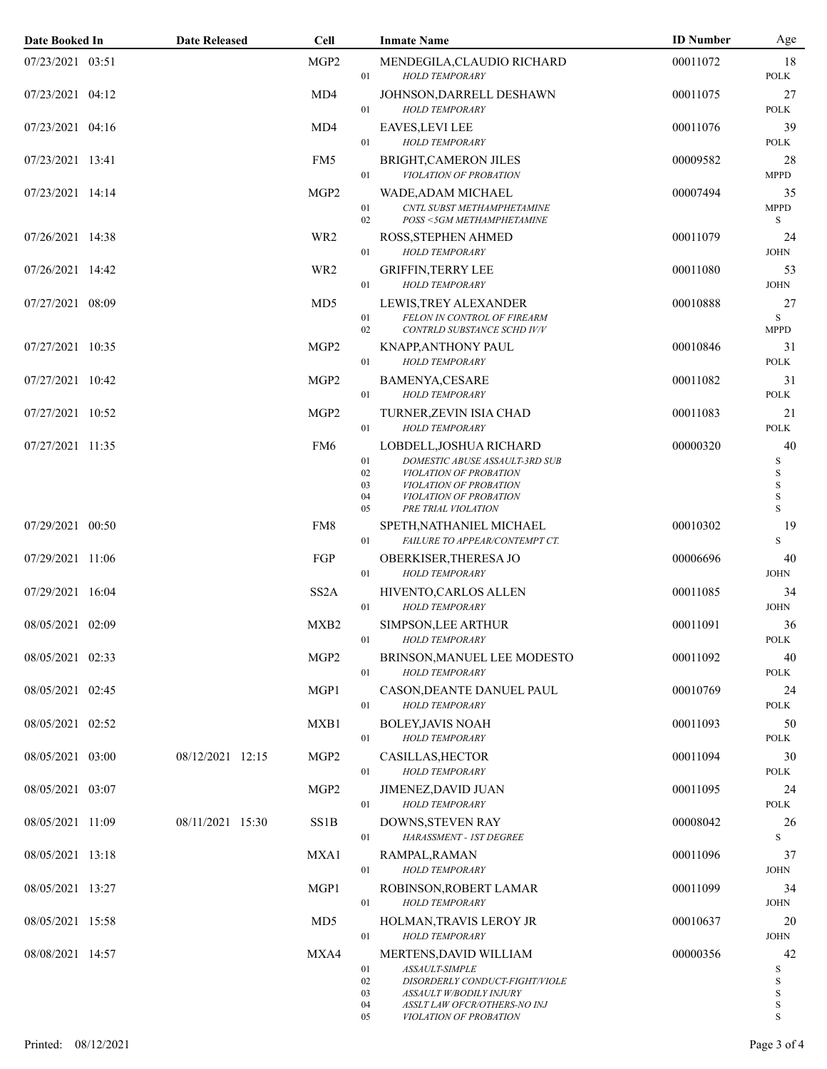| Date Booked In | Date Released | Cell | | Inmate Name | ID Number | Age |
|---|---|---|---|---|---|---|
| 07/23/2021 03:51 | | MGP2 | | MENDEGILA,CLAUDIO RICHARD | 00011072 | 18 |
| | | | 01 | *HOLD TEMPORARY* | | POLK |
| 07/23/2021 04:12 | | MD4 | | JOHNSON,DARRELL DESHAWN | 00011075 | 27 |
| | | | 01 | *HOLD TEMPORARY* | | POLK |
| 07/23/2021 04:16 | | MD4 | | EAVES,LEVI LEE | 00011076 | 39 |
| | | | 01 | *HOLD TEMPORARY* | | POLK |
| 07/23/2021 13:41 | | FM5 | | BRIGHT,CAMERON JILES | 00009582 | 28 |
| | | | 01 | *VIOLATION OF PROBATION* | | MPPD |
| 07/23/2021 14:14 | | MGP2 | | WADE,ADAM MICHAEL | 00007494 | 35 |
| | | | 01 | *CNTL SUBST METHAMPHETAMINE* | | MPPD |
| | | | 02 | *POSS <5GM METHAMPHETAMINE* | | S |
| 07/26/2021 14:38 | | WR2 | | ROSS,STEPHEN AHMED | 00011079 | 24 |
| | | | 01 | *HOLD TEMPORARY* | | JOHN |
| 07/26/2021 14:42 | | WR2 | | GRIFFIN,TERRY LEE | 00011080 | 53 |
| | | | 01 | *HOLD TEMPORARY* | | JOHN |
| 07/27/2021 08:09 | | MD5 | | LEWIS,TREY ALEXANDER | 00010888 | 27 |
| | | | 01 | *FELON IN CONTROL OF FIREARM* | | S |
| | | | 02 | *CONTRLD SUBSTANCE SCHD IV/V* | | MPPD |
| 07/27/2021 10:35 | | MGP2 | | KNAPP,ANTHONY PAUL | 00010846 | 31 |
| | | | 01 | *HOLD TEMPORARY* | | POLK |
| 07/27/2021 10:42 | | MGP2 | | BAMENYA,CESARE | 00011082 | 31 |
| | | | 01 | *HOLD TEMPORARY* | | POLK |
| 07/27/2021 10:52 | | MGP2 | | TURNER,ZEVIN ISIA CHAD | 00011083 | 21 |
| | | | 01 | *HOLD TEMPORARY* | | POLK |
| 07/27/2021 11:35 | | FM6 | | LOBDELL,JOSHUA RICHARD | 00000320 | 40 |
| | | | 01 | *DOMESTIC ABUSE ASSAULT-3RD SUB* | | S |
| | | | 02 | *VIOLATION OF PROBATION* | | S |
| | | | 03 | *VIOLATION OF PROBATION* | | S |
| | | | 04 | *VIOLATION OF PROBATION* | | S |
| | | | 05 | *PRE TRIAL VIOLATION* | | S |
| 07/29/2021 00:50 | | FM8 | | SPETH,NATHANIEL MICHAEL | 00010302 | 19 |
| | | | 01 | *FAILURE TO APPEAR/CONTEMPT CT.* | | S |
| 07/29/2021 11:06 | | FGP | | OBERKISER,THERESA JO | 00006696 | 40 |
| | | | 01 | *HOLD TEMPORARY* | | JOHN |
| 07/29/2021 16:04 | | SS2A | | HIVENTO,CARLOS ALLEN | 00011085 | 34 |
| | | | 01 | *HOLD TEMPORARY* | | JOHN |
| 08/05/2021 02:09 | | MXB2 | | SIMPSON,LEE ARTHUR | 00011091 | 36 |
| | | | 01 | *HOLD TEMPORARY* | | POLK |
| 08/05/2021 02:33 | | MGP2 | | BRINSON,MANUEL LEE MODESTO | 00011092 | 40 |
| | | | 01 | *HOLD TEMPORARY* | | POLK |
| 08/05/2021 02:45 | | MGP1 | | CASON,DEANTE DANUEL PAUL | 00010769 | 24 |
| | | | 01 | *HOLD TEMPORARY* | | POLK |
| 08/05/2021 02:52 | | MXB1 | | BOLEY,JAVIS NOAH | 00011093 | 50 |
| | | | 01 | *HOLD TEMPORARY* | | POLK |
| 08/05/2021 03:00 | 08/12/2021 12:15 | MGP2 | | CASILLAS,HECTOR | 00011094 | 30 |
| | | | 01 | *HOLD TEMPORARY* | | POLK |
| 08/05/2021 03:07 | | MGP2 | | JIMENEZ,DAVID JUAN | 00011095 | 24 |
| | | | 01 | *HOLD TEMPORARY* | | POLK |
| 08/05/2021 11:09 | 08/11/2021 15:30 | SS1B | | DOWNS,STEVEN RAY | 00008042 | 26 |
| | | | 01 | *HARASSMENT - 1ST DEGREE* | | S |
| 08/05/2021 13:18 | | MXA1 | | RAMPAL,RAMAN | 00011096 | 37 |
| | | | 01 | *HOLD TEMPORARY* | | JOHN |
| 08/05/2021 13:27 | | MGP1 | | ROBINSON,ROBERT LAMAR | 00011099 | 34 |
| | | | 01 | *HOLD TEMPORARY* | | JOHN |
| 08/05/2021 15:58 | | MD5 | | HOLMAN,TRAVIS LEROY JR | 00010637 | 20 |
| | | | 01 | *HOLD TEMPORARY* | | JOHN |
| 08/08/2021 14:57 | | MXA4 | | MERTENS,DAVID WILLIAM | 00000356 | 42 |
| | | | 01 | *ASSAULT-SIMPLE* | | S |
| | | | 02 | *DISORDERLY CONDUCT-FIGHT/VIOLE* | | S |
| | | | 03 | *ASSAULT W/BODILY INJURY* | | S |
| | | | 04 | *ASSLT LAW OFCR/OTHERS-NO INJ* | | S |
| | | | 05 | *VIOLATION OF PROBATION* | | S |

Printed: 08/12/2021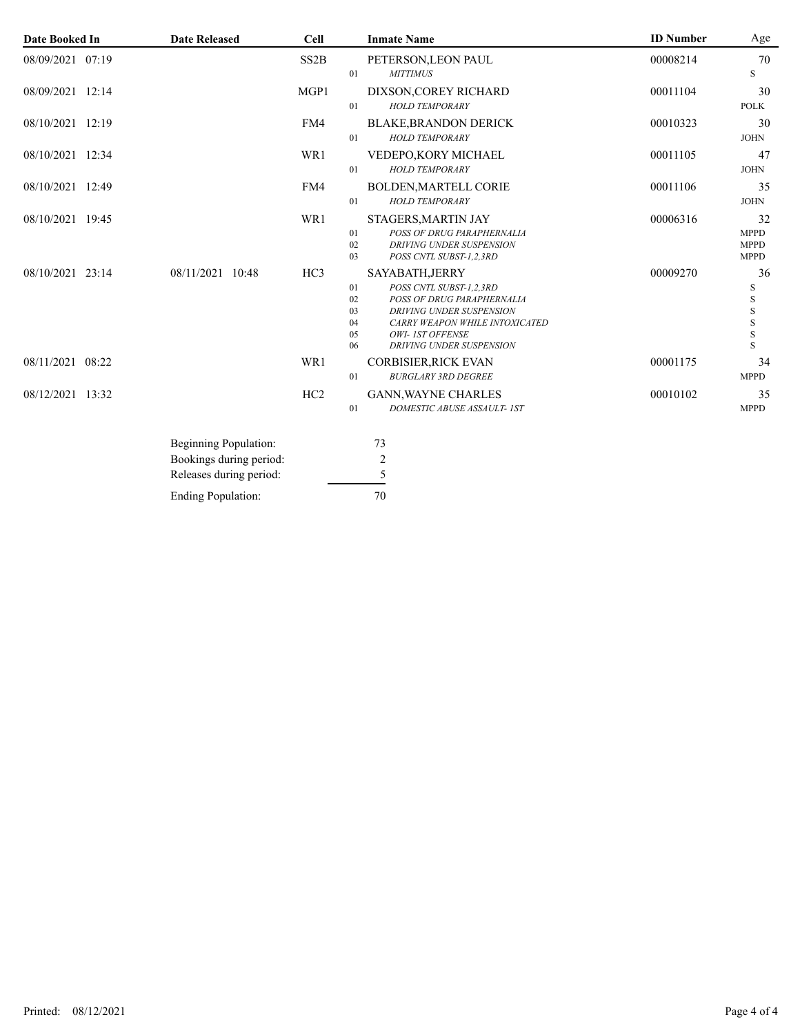| Date Booked In | Date Released | Cell | | Inmate Name | ID Number | Age |
|---|---|---|---|---|---|---|
| 08/09/2021 07:19 | | SS2B | | PETERSON,LEON PAUL | 00008214 | 70 |
| | | | 01 | *MITTIMUS* | | S |
| 08/09/2021 12:14 | | MGP1 | | DIXSON,COREY RICHARD | 00011104 | 30 |
| | | | 01 | *HOLD TEMPORARY* | | POLK |
| 08/10/2021 12:19 | | FM4 | | BLAKE,BRANDON DERICK | 00010323 | 30 |
| | | | 01 | *HOLD TEMPORARY* | | JOHN |
| 08/10/2021 12:34 | | WR1 | | VEDEPO,KORY MICHAEL | 00011105 | 47 |
| | | | 01 | *HOLD TEMPORARY* | | JOHN |
| 08/10/2021 12:49 | | FM4 | | BOLDEN,MARTELL CORIE | 00011106 | 35 |
| | | | 01 | *HOLD TEMPORARY* | | JOHN |
| 08/10/2021 19:45 | | WR1 | | STAGERS,MARTIN JAY | 00006316 | 32 |
| | | | 01 | *POSS OF DRUG PARAPHERNALIA* | | MPPD |
| | | | 02 | *DRIVING UNDER SUSPENSION* | | MPPD |
| | | | 03 | *POSS CNTL SUBST-1,2,3RD* | | MPPD |
| 08/10/2021 23:14 | 08/11/2021 10:48 | HC3 | | SAYABATH,JERRY | 00009270 | 36 |
| | | | 01 | *POSS CNTL SUBST-1,2,3RD* | | S |
| | | | 02 | *POSS OF DRUG PARAPHERNALIA* | | S |
| | | | 03 | *DRIVING UNDER SUSPENSION* | | S |
| | | | 04 | *CARRY WEAPON WHILE INTOXICATED* | | S |
| | | | 05 | *OWI- 1ST OFFENSE* | | S |
| | | | 06 | *DRIVING UNDER SUSPENSION* | | S |
| 08/11/2021 08:22 | | WR1 | | CORBISIER,RICK EVAN | 00001175 | 34 |
| | | | 01 | *BURGLARY 3RD DEGREE* | | MPPD |
| 08/12/2021 13:32 | | HC2 | | GANN,WAYNE CHARLES | 00010102 | 35 |
| | | | 01 | *DOMESTIC ABUSE ASSAULT- 1ST* | | MPPD |

| | |
|---|---|
| Beginning Population: | 73 |
| Bookings during period: | 2 |
| Releases during period: | 5 |
| Ending Population: | 70 |

Printed: 08/12/2021